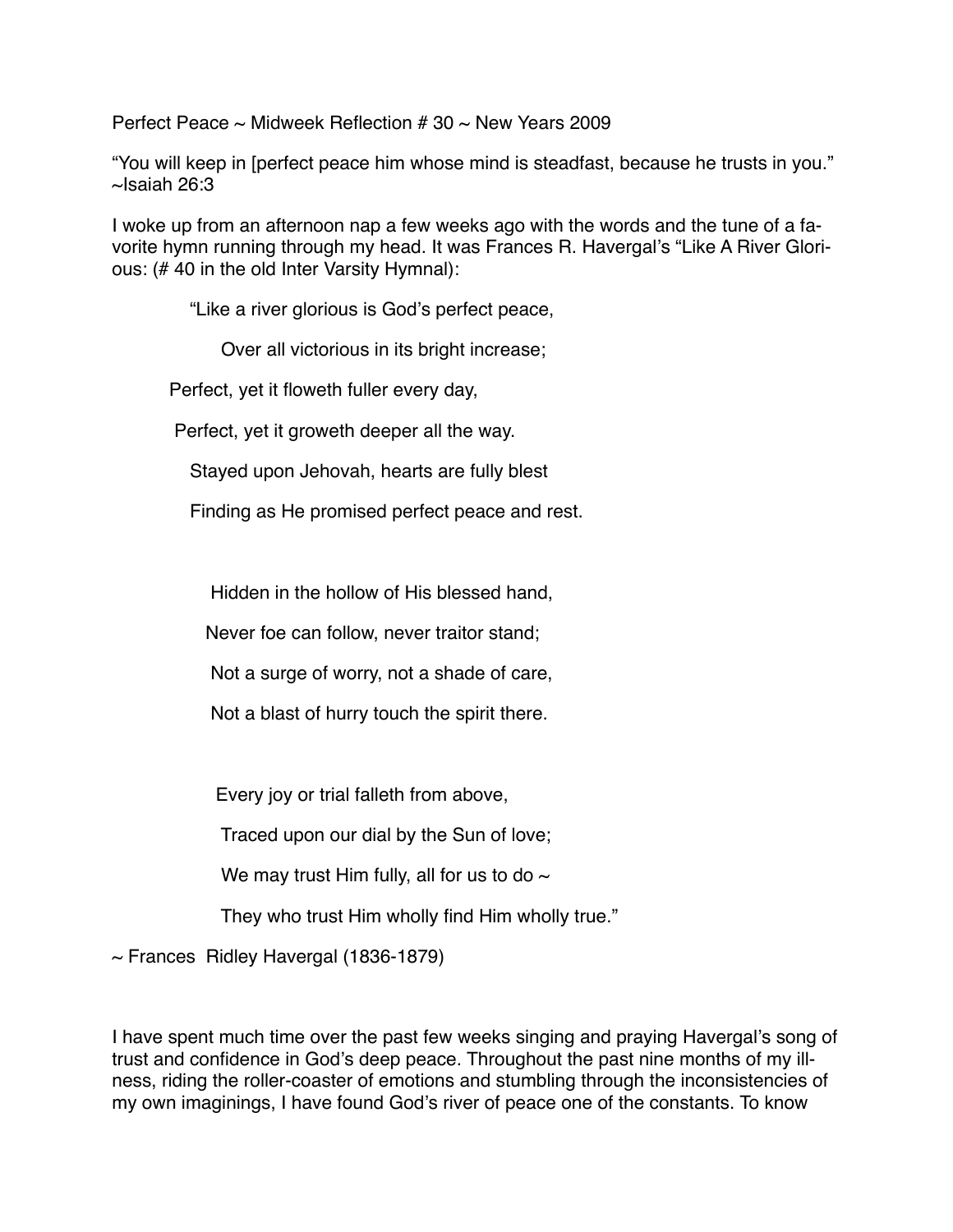Perfect Peace ~ Midweek Reflection # 30 ~ New Years 2009

"You will keep in [perfect peace him whose mind is steadfast, because he trusts in you." ~Isaiah 26:3

I woke up from an afternoon nap a few weeks ago with the words and the tune of a favorite hymn running through my head. It was Frances R. Havergal's "Like A River Glorious: (# 40 in the old Inter Varsity Hymnal):

"Like a river glorious is God's perfect peace,

Over all victorious in its bright increase;

Perfect, yet it floweth fuller every day,

Perfect, yet it groweth deeper all the way.

Stayed upon Jehovah, hearts are fully blest

Finding as He promised perfect peace and rest.

Hidden in the hollow of His blessed hand,

Never foe can follow, never traitor stand;

Not a surge of worry, not a shade of care,

Not a blast of hurry touch the spirit there.

Every joy or trial falleth from above,

Traced upon our dial by the Sun of love;

We may trust Him fully, all for us to do ~

They who trust Him wholly find Him wholly true."

~ Frances Ridley Havergal (1836-1879)

I have spent much time over the past few weeks singing and praying Havergal's song of trust and confidence in God's deep peace. Throughout the past nine months of my illness, riding the roller-coaster of emotions and stumbling through the inconsistencies of my own imaginings, I have found God's river of peace one of the constants. To know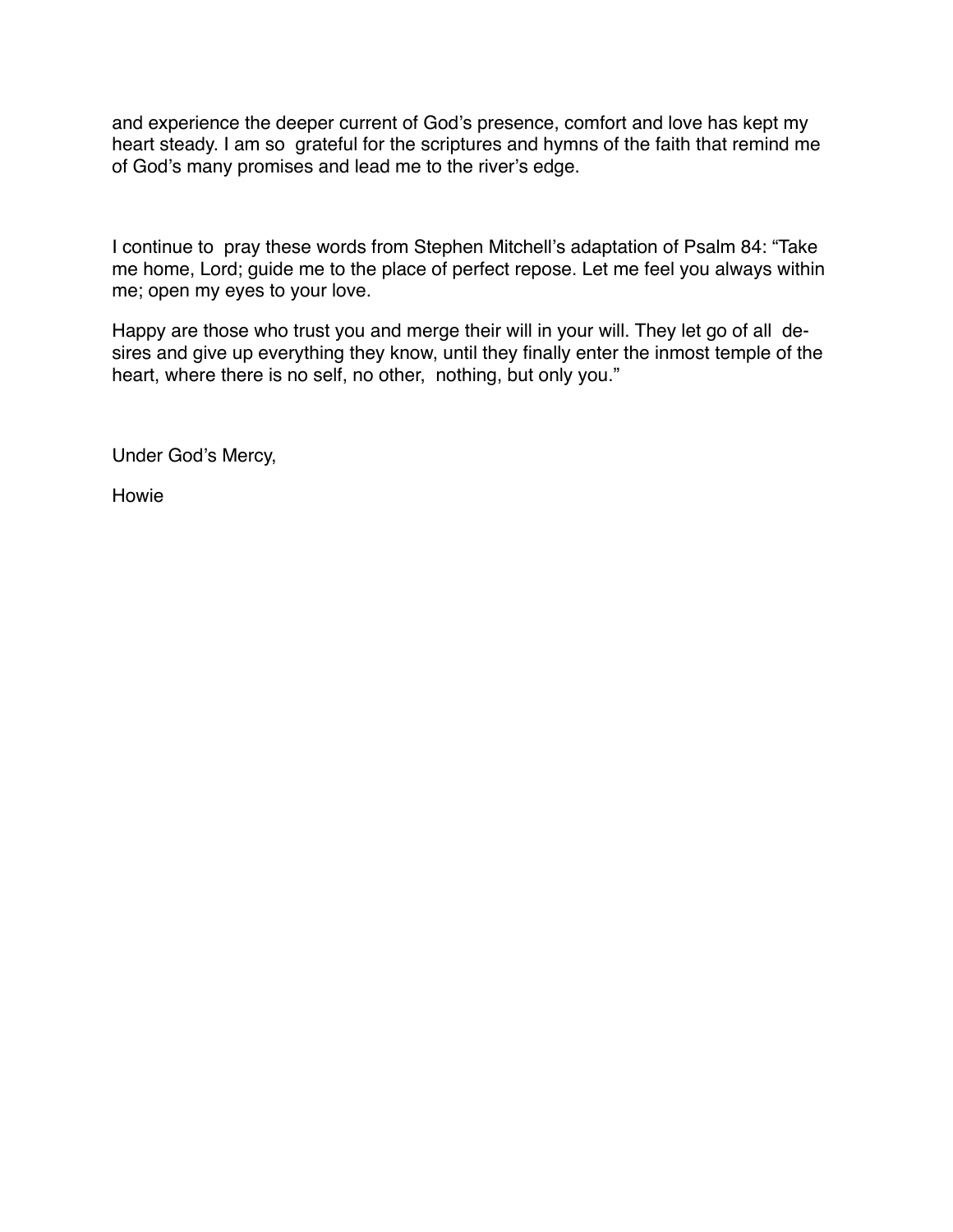and experience the deeper current of God's presence, comfort and love has kept my heart steady. I am so grateful for the scriptures and hymns of the faith that remind me of God's many promises and lead me to the river's edge.

I continue to pray these words from Stephen Mitchell's adaptation of Psalm 84: "Take me home, Lord; guide me to the place of perfect repose. Let me feel you always within me; open my eyes to your love.

Happy are those who trust you and merge their will in your will. They let go of all desires and give up everything they know, until they finally enter the inmost temple of the heart, where there is no self, no other, nothing, but only you."

Under God's Mercy,

Howie